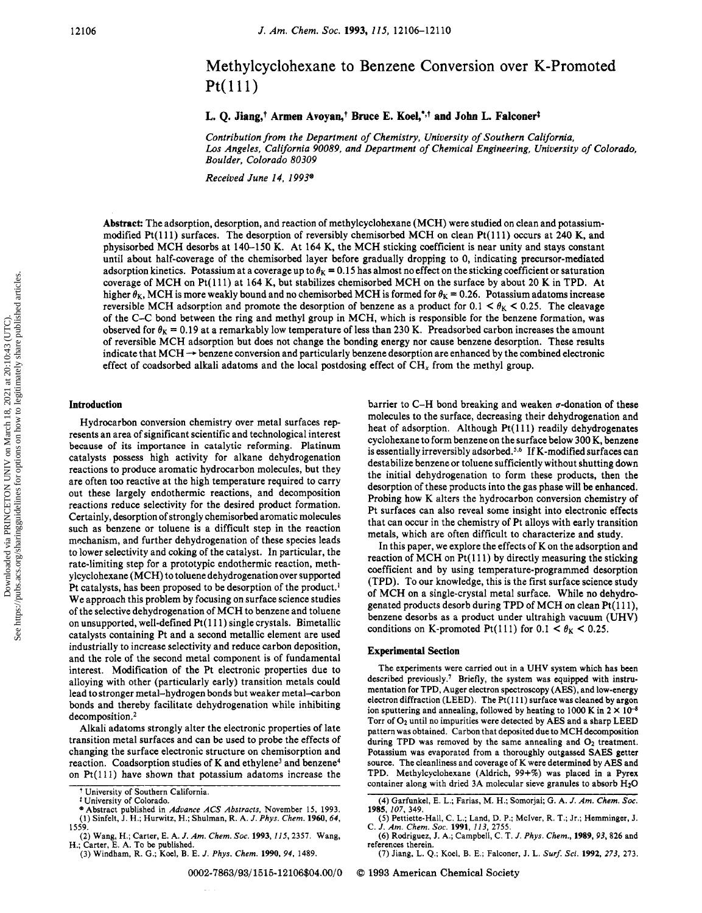# Methylcyclohexane to Benzene Conversion over K-Promoted Pt(111)

**L. Q. Jiang,[†] Armen Avoyan,[†] Bruce E. Koel,[*,†] and John L. Falconer[‡]**

*Contribution from the Department of Chemistry, University of Southern California, Los Angeles, California 90089, and Department of Chemical Engineering, University of Colorado, Boulder, Colorado 80309*

*Received June 14, 1993[®]*

**Abstract:** The adsorption, desorption, and reaction of methylcyclohexane (MCH) were studied on clean and potassium-modified Pt(111) surfaces. The desorption of reversibly chemisorbed MCH on clean Pt(111) occurs at 240 K, and physisorbed MCH desorbs at 140–150 K. At 164 K, the MCH sticking coefficient is near unity and stays constant until about half-coverage of the chemisorbed layer before gradually dropping to 0, indicating precursor-mediated adsorption kinetics. Potassium at a coverage up to $\theta_K = 0.15$ has almost no effect on the sticking coefficient or saturation coverage of MCH on Pt(111) at 164 K, but stabilizes chemisorbed MCH on the surface by about 20 K in TPD. At higher $\theta_K$, MCH is more weakly bound and no chemisorbed MCH is formed for $\theta_K = 0.26$. Potassium adatoms increase reversible MCH adsorption and promote the desorption of benzene as a product for $0.1 < \theta_K < 0.25$. The cleavage of the C–C bond between the ring and methyl group in MCH, which is responsible for the benzene formation, was observed for $\theta_K = 0.19$ at a remarkably low temperature of less than 230 K. Preadsorbed carbon increases the amount of reversible MCH adsorption but does not change the bonding energy nor cause benzene desorption. These results indicate that MCH → benzene conversion and particularly benzene desorption are enhanced by the combined electronic effect of coadsorbed alkali adatoms and the local postdosing effect of $CH_x$ from the methyl group.

## Introduction

Hydrocarbon conversion chemistry over metal surfaces represents an area of significant scientific and technological interest because of its importance in catalytic reforming. Platinum catalysts possess high activity for alkane dehydrogenation reactions to produce aromatic hydrocarbon molecules, but they are often too reactive at the high temperature required to carry out these largely endothermic reactions, and decomposition reactions reduce selectivity for the desired product formation. Certainly, desorption of strongly chemisorbed aromatic molecules such as benzene or toluene is a difficult step in the reaction mechanism, and further dehydrogenation of these species leads to lower selectivity and coking of the catalyst. In particular, the rate-limiting step for a prototypic endothermic reaction, methylcyclohexane (MCH) to toluene dehydrogenation over supported Pt catalysts, has been proposed to be desorption of the product.[1] We approach this problem by focusing on surface science studies of the selective dehydrogenation of MCH to benzene and toluene on unsupported, well-defined Pt(111) single crystals. Bimetallic catalysts containing Pt and a second metallic element are used industrially to increase selectivity and reduce carbon deposition, and the role of the second metal component is of fundamental interest. Modification of the Pt electronic properties due to alloying with other (particularly early) transition metals could lead to stronger metal–hydrogen bonds but weaker metal–carbon bonds and thereby facilitate dehydrogenation while inhibiting decomposition.[2]

Alkali adatoms strongly alter the electronic properties of late transition metal surfaces and can be used to probe the effects of changing the surface electronic structure on chemisorption and reaction. Coadsorption studies of K and ethylene[3] and benzene[4] on Pt(111) have shown that potassium adatoms increase the barrier to C–H bond breaking and weaken σ-donation of these molecules to the surface, decreasing their dehydrogenation and heat of adsorption. Although Pt(111) readily dehydrogenates cyclohexane to form benzene on the surface below 300 K, benzene is essentially irreversibly adsorbed.[5,6] If K-modified surfaces can destabilize benzene or toluene sufficiently without shutting down the initial dehydrogenation to form these products, then the desorption of these products into the gas phase will be enhanced. Probing how K alters the hydrocarbon conversion chemistry of Pt surfaces can also reveal some insight into electronic effects that can occur in the chemistry of Pt alloys with early transition metals, which are often difficult to characterize and study.

In this paper, we explore the effects of K on the adsorption and reaction of MCH on Pt(111) by directly measuring the sticking coefficient and by using temperature-programmed desorption (TPD). To our knowledge, this is the first surface science study of MCH on a single-crystal metal surface. While no dehydrogenated products desorb during TPD of MCH on clean Pt(111), benzene desorbs as a product under ultrahigh vacuum (UHV) conditions on K-promoted Pt(111) for $0.1 < \theta_K < 0.25$.

## Experimental Section

The experiments were carried out in a UHV system which has been described previously.[7] Briefly, the system was equipped with instrumentation for TPD, Auger electron spectroscopy (AES), and low-energy electron diffraction (LEED). The Pt(111) surface was cleaned by argon ion sputtering and annealing, followed by heating to 1000 K in $2 \times 10^{-8}$ Torr of $O_2$ until no impurities were detected by AES and a sharp LEED pattern was obtained. Carbon that deposited due to MCH decomposition during TPD was removed by the same annealing and $O_2$ treatment. Potassium was evaporated from a thoroughly outgassed SAES getter source. The cleanliness and coverage of K were determined by AES and TPD. Methylcyclohexane (Aldrich, 99+%) was placed in a Pyrex container along with dried 3A molecular sieve granules to absorb $H_2O$

---

† University of Southern California.
‡ University of Colorado.
® Abstract published in *Advance ACS Abstracts*, November 15, 1993.

(1) Sinfelt, J. H.; Hurwitz, H.; Shulman, R. A. *J. Phys. Chem.* **1960**, *64*, 1559.
(2) Wang, H.; Carter, E. A. *J. Am. Chem. Soc.* **1993**, *115*, 2357. Wang, H.; Carter, E. A. To be published.
(3) Windham, R. G.; Koel, B. E. *J. Phys. Chem.* **1990**, *94*, 1489.
(4) Garfunkel, E. L.; Farias, M. H.; Somorjai, G. A. *J. Am. Chem. Soc.* **1985**, *107*, 349.
(5) Pettiette-Hall, C. L.; Land, D. P.; McIver, R. T.; Jr.; Hemminger, J. C. *J. Am. Chem. Soc.* **1991**, *113*, 2755.
(6) Rodriguez, J. A.; Campbell, C. T. *J. Phys. Chem.*, **1989**, *93*, 826 and references therein.
(7) Jiang, L. Q.; Koel, B. E.; Falconer, J. L. *Surf. Sci.* **1992**, *273*, 273.

0002-7863/93/1515-12106$04.00/0 © 1993 American Chemical Society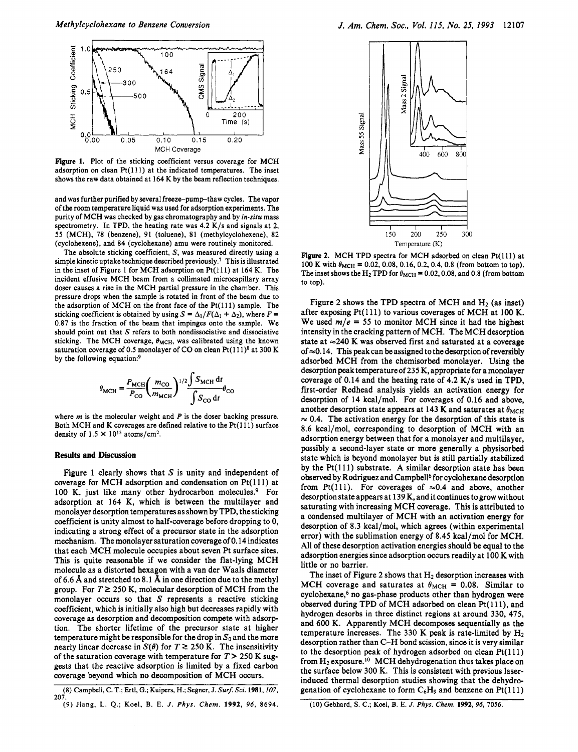Figure 1. Plot of the sticking coefficient versus coverage for MCH adsorption on clean Pt(111) at the indicated temperatures. The inset shows the raw data obtained at 164 K by the beam reflection techniques.

and was further purified by several freeze-pump-thaw cycles. The vapor of the room temperature liquid was used for adsorption experiments. The purity of MCH was checked by gas chromatography and by *in-situ* mass spectrometry. In TPD, the heating rate was 4.2 K/s and signals at 2, 55 (MCH), 78 (benzene), 91 (toluene), 81 (methylcyclohexene), 82 (cyclohexene), and 84 (cyclohexane) amu were routinely monitored.

The absolute sticking coefficient, $S$, was measured directly using a simple kinetic uptake technique described previously.[7] This is illustrated in the inset of Figure 1 for MCH adsorption on Pt(111) at 164 K. The incident effusive MCH beam from a collimated microcapillary array doser causes a rise in the MCH partial pressure in the chamber. This pressure drops when the sample is rotated in front of the beam due to the adsorption of MCH on the front face of the Pt(111) sample. The sticking coefficient is obtained by using $S = \Delta_1/F(\Delta_1 + \Delta_2)$, where $F = 0.87$ is the fraction of the beam that impinges onto the sample. We should point out that $S$ refers to both nondissociative and dissociative sticking. The MCH coverage, $\theta_{MCH}$, was calibrated using the known saturation coverage of 0.5 monolayer of CO on clean Pt(111)[8] at 300 K by the following equation:[9]

$$\theta_{MCH} = \frac{P_{MCH}}{P_{CO}}\left(\frac{m_{CO}}{m_{MCH}}\right)^{1/2}\frac{\int S_{MCH}\,dt}{\int S_{CO}\,dt}\theta_{CO}$$

where $m$ is the molecular weight and $P$ is the doser backing pressure. Both MCH and K coverages are defined relative to the Pt(111) surface density of $1.5 \times 10^{15}$ atoms/cm$^2$.

## Results and Discussion

Figure 1 clearly shows that $S$ is unity and independent of coverage for MCH adsorption and condensation on Pt(111) at 100 K, just like many other hydrocarbon molecules.[9] For adsorption at 164 K, which is between the multilayer and monolayer desorption temperatures as shown by TPD, the sticking coefficient is unity almost to half-coverage before dropping to 0, indicating a strong effect of a precursor state in the adsorption mechanism. The monolayer saturation coverage of 0.14 indicates that each MCH molecule occupies about seven Pt surface sites. This is quite reasonable if we consider the flat-lying MCH molecule as a distorted hexagon with a van der Waals diameter of 6.6 Å and stretched to 8.1 Å in one direction due to the methyl group. For $T \geq 250$ K, molecular desorption of MCH from the monolayer occurs so that $S$ represents a reactive sticking coefficient, which is initially also high but decreases rapidly with coverage as desorption and decomposition compete with adsorption. The shorter lifetime of the precursor state at higher temperature might be responsible for the drop in $S_0$ and the more nearly linear decrease in $S(\theta)$ for $T \geq 250$ K. The insensitivity of the saturation coverage with temperature for $T > 250$ K suggests that the reactive adsorption is limited by a fixed carbon coverage beyond which no decomposition of MCH occurs.

Figure 2. MCH TPD spectra for MCH adsorbed on clean Pt(111) at 100 K with $\theta_{MCH}$ = 0.02, 0.08, 0.16, 0.2, 0.4, 0.8 (from bottom to top). The inset shows the $H_2$ TPD for $\theta_{MCH}$ = 0.02, 0.08, and 0.8 (from bottom to top).

Figure 2 shows the TPD spectra of MCH and $H_2$ (as inset) after exposing Pt(111) to various coverages of MCH at 100 K. We used $m/e$ = 55 to monitor MCH since it had the highest intensity in the cracking pattern of MCH. The MCH desorption state at ≈240 K was observed first and saturated at a coverage of ≈0.14. This peak can be assigned to the desorption of reversibly adsorbed MCH from the chemisorbed monolayer. Using the desorption peak temperature of 235 K, appropriate for a monolayer coverage of 0.14 and the heating rate of 4.2 K/s used in TPD, first-order Redhead analysis yields an activation energy for desorption of 14 kcal/mol. For coverages of 0.16 and above, another desorption state appears at 143 K and saturates at $\theta_{MCH}$ ≈ 0.4. The activation energy for the desorption of this state is 8.6 kcal/mol, corresponding to desorption of MCH with an adsorption energy between that for a monolayer and multilayer, possibly a second-layer state or more generally a physisorbed state which is beyond monolayer but is still partially stabilized by the Pt(111) substrate. A similar desorption state has been observed by Rodriguez and Campbell[6] for cyclohexane desorption from Pt(111). For coverages of ≈0.4 and above, another desorption state appears at 139 K, and it continues to grow without saturating with increasing MCH coverage. This is attributed to a condensed multilayer of MCH with an activation energy for desorption of 8.3 kcal/mol, which agrees (within experimental error) with the sublimation energy of 8.45 kcal/mol for MCH. All of these desorption activation energies should be equal to the adsorption energies since adsorption occurs readily at 100 K with little or no barrier.

The inset of Figure 2 shows that $H_2$ desorption increases with MCH coverage and saturates at $\theta_{MCH}$ = 0.08. Similar to cyclohexane,[6] no gas-phase products other than hydrogen were observed during TPD of MCH adsorbed on clean Pt(111), and hydrogen desorbs in three distinct regions at around 330, 475, and 600 K. Apparently MCH decomposes sequentially as the temperature increases. The 330 K peak is rate-limited by $H_2$ desorption rather than C–H bond scission, since it is very similar to the desorption peak of hydrogen adsorbed on clean Pt(111) from $H_2$ exposure.[10] MCH dehydrogenation thus takes place on the surface below 300 K. This is consistent with previous laser-induced thermal desorption studies showing that the dehydrogenation of cyclohexane to form $C_6H_9$ and benzene on Pt(111)

(8) Campbell, C. T.; Ertl, G.; Kuipers, H.; Segner, J. *Surf. Sci.* **1981**, *107*, 207.

(9) Jiang, L. Q.; Koel, B. E. *J. Phys. Chem.* **1992**, *96*, 8694.

(10) Gebhard, S. C.; Koel, B. E. *J. Phys. Chem.* **1992**, *96*, 7056.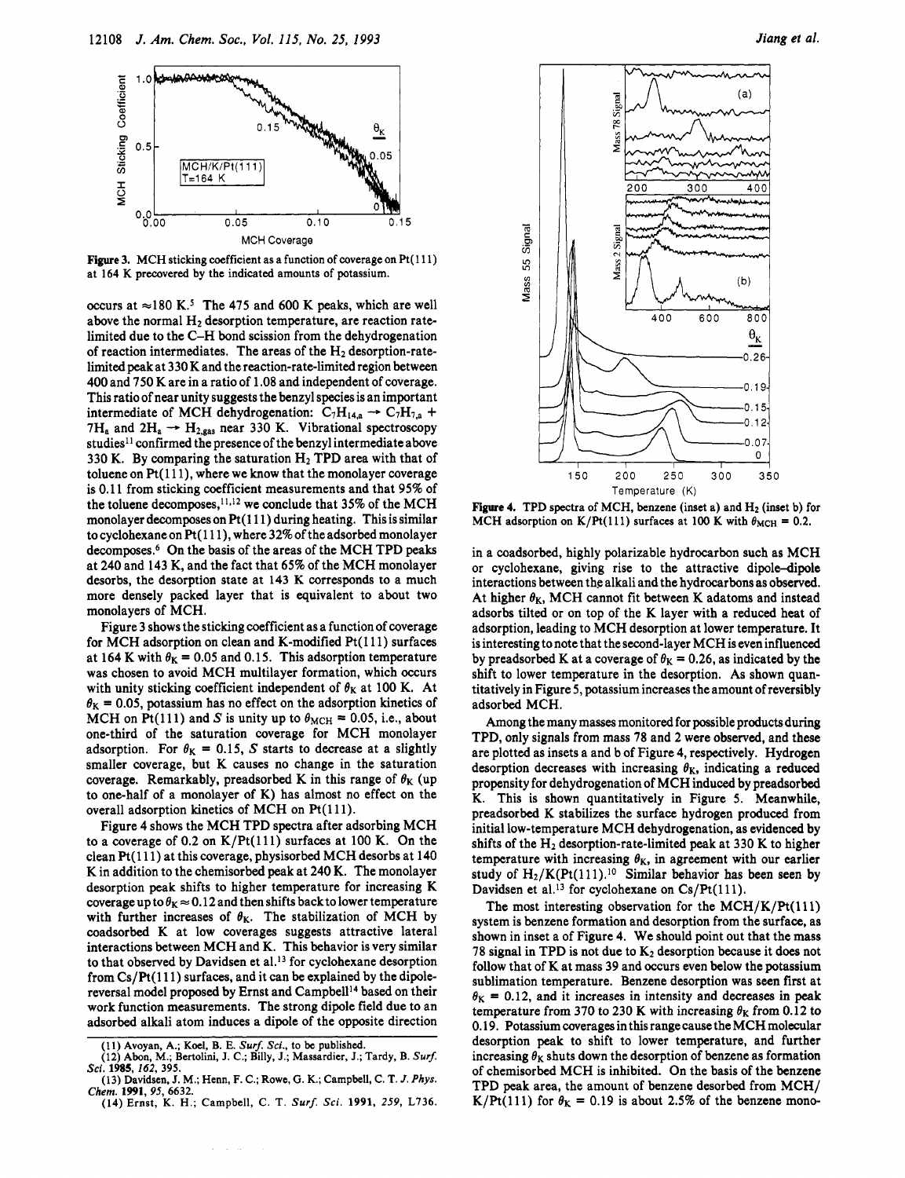Figure 3. MCH sticking coefficient as a function of coverage on Pt(111) at 164 K precovered by the indicated amounts of potassium.

occurs at ≈180 K.[5] The 475 and 600 K peaks, which are well above the normal $H_2$ desorption temperature, are reaction rate-limited due to the C–H bond scission from the dehydrogenation of reaction intermediates. The areas of the $H_2$ desorption-rate-limited peak at 330 K and the reaction-rate-limited region between 400 and 750 K are in a ratio of 1.08 and independent of coverage. This ratio of near unity suggests the benzyl species is an important intermediate of MCH dehydrogenation: $C_7H_{14,a} \rightarrow C_7H_{7,a} + 7H_a$ and $2H_a \rightarrow H_{2,gas}$ near 330 K. Vibrational spectroscopy studies[11] confirmed the presence of the benzyl intermediate above 330 K. By comparing the saturation $H_2$ TPD area with that of toluene on Pt(111), where we know that the monolayer coverage is 0.11 from sticking coefficient measurements and that 95% of the toluene decomposes,[11,12] we conclude that 35% of the MCH monolayer decomposes on Pt(111) during heating. This is similar to cyclohexane on Pt(111), where 32% of the adsorbed monolayer decomposes.[6] On the basis of the areas of the MCH TPD peaks at 240 and 143 K, and the fact that 65% of the MCH monolayer desorbs, the desorption state at 143 K corresponds to a much more densely packed layer that is equivalent to about two monolayers of MCH.

Figure 3 shows the sticking coefficient as a function of coverage for MCH adsorption on clean and K-modified Pt(111) surfaces at 164 K with $\theta_K = 0.05$ and 0.15. This adsorption temperature was chosen to avoid MCH multilayer formation, which occurs with unity sticking coefficient independent of $\theta_K$ at 100 K. At $\theta_K = 0.05$, potassium has no effect on the adsorption kinetics of MCH on Pt(111) and $S$ is unity up to $\theta_{MCH} = 0.05$, i.e., about one-third of the saturation coverage for MCH monolayer adsorption. For $\theta_K = 0.15$, $S$ starts to decrease at a slightly smaller coverage, but K causes no change in the saturation coverage. Remarkably, preadsorbed K in this range of $\theta_K$ (up to one-half of a monolayer of K) has almost no effect on the overall adsorption kinetics of MCH on Pt(111).

Figure 4 shows the MCH TPD spectra after adsorbing MCH to a coverage of 0.2 on K/Pt(111) surfaces at 100 K. On the clean Pt(111) at this coverage, physisorbed MCH desorbs at 140 K in addition to the chemisorbed peak at 240 K. The monolayer desorption peak shifts to higher temperature for increasing K coverage up to $\theta_K \approx 0.12$ and then shifts back to lower temperature with further increases of $\theta_K$. The stabilization of MCH by coadsorbed K at low coverages suggests attractive lateral interactions between MCH and K. This behavior is very similar to that observed by Davidsen et al.[13] for cyclohexane desorption from Cs/Pt(111) surfaces, and it can be explained by the dipole-reversal model proposed by Ernst and Campbell[14] based on their work function measurements. The strong dipole field due to an adsorbed alkali atom induces a dipole of the opposite direction in a coadsorbed, highly polarizable hydrocarbon such as MCH or cyclohexane, giving rise to the attractive dipole–dipole interactions between the alkali and the hydrocarbons as observed. At higher $\theta_K$, MCH cannot fit between K adatoms and instead adsorbs tilted or on top of the K layer with a reduced heat of adsorption, leading to MCH desorption at lower temperature. It is interesting to note that the second-layer MCH is even influenced by preadsorbed K at a coverage of $\theta_K = 0.26$, as indicated by the shift to lower temperature in the desorption. As shown quantitatively in Figure 5, potassium increases the amount of reversibly adsorbed MCH.

Figure 4. TPD spectra of MCH, benzene (inset a) and $H_2$ (inset b) for MCH adsorption on K/Pt(111) surfaces at 100 K with $\theta_{MCH} = 0.2$.

Among the many masses monitored for possible products during TPD, only signals from mass 78 and 2 were observed, and these are plotted as insets a and b of Figure 4, respectively. Hydrogen desorption decreases with increasing $\theta_K$, indicating a reduced propensity for dehydrogenation of MCH induced by preadsorbed K. This is shown quantitatively in Figure 5. Meanwhile, preadsorbed K stabilizes the surface hydrogen produced from initial low-temperature MCH dehydrogenation, as evidenced by shifts of the $H_2$ desorption-rate-limited peak at 330 K to higher temperature with increasing $\theta_K$, in agreement with our earlier study of $H_2$/K(Pt(111)).[10] Similar behavior has been seen by Davidsen et al.[13] for cyclohexane on Cs/Pt(111).

The most interesting observation for the MCH/K/Pt(111) system is benzene formation and desorption from the surface, as shown in inset a of Figure 4. We should point out that the mass 78 signal in TPD is not due to $K_2$ desorption because it does not follow that of K at mass 39 and occurs even below the potassium sublimation temperature. Benzene desorption was seen first at $\theta_K = 0.12$, and it increases in intensity and decreases in peak temperature from 370 to 230 K with increasing $\theta_K$ from 0.12 to 0.19. Potassium coverages in this range cause the MCH molecular desorption peak to shift to lower temperature, and further increasing $\theta_K$ shuts down the desorption of benzene as formation of chemisorbed MCH is inhibited. On the basis of the benzene TPD peak area, the amount of benzene desorbed from MCH/K/Pt(111) for $\theta_K = 0.19$ is about 2.5% of the benzene mono-

(11) Avoyan, A.; Koel, B. E. *Surf. Sci.*, to be published.
(12) Abon, M.; Bertolini, J. C.; Billy, J.; Massardier, J.; Tardy, B. *Surf. Sci.* **1985**, *162*, 395.
(13) Davidsen, J. M.; Henn, F. C.; Rowe, G. K.; Campbell, C. T. *J. Phys. Chem.* **1991**, *95*, 6632.
(14) Ernst, K. H.; Campbell, C. T. *Surf. Sci.* **1991**, *259*, L736.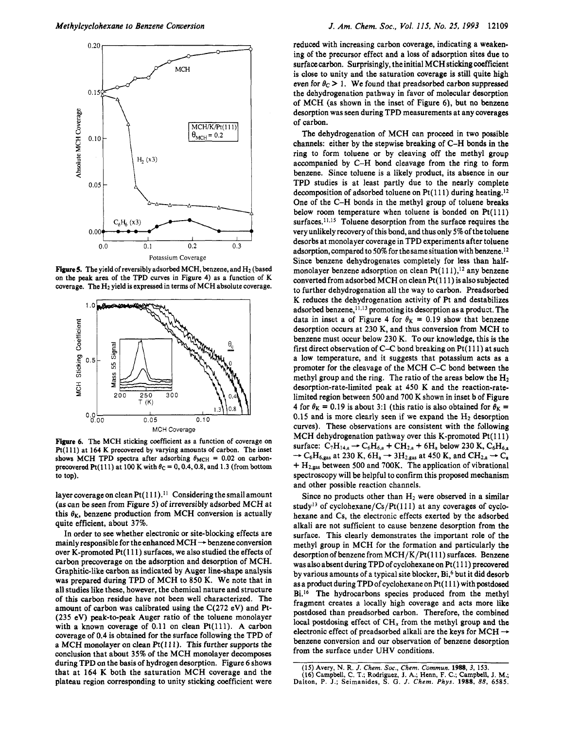**Figure 5.** The yield of reversibly adsorbed MCH, benzene, and $H_2$ (based on the peak area of the TPD curves in Figure 4) as a function of K coverage. The $H_2$ yield is expressed in terms of MCH absolute coverage.

**Figure 6.** The MCH sticking coefficient as a function of coverage on Pt(111) at 164 K precovered by varying amounts of carbon. The inset shows MCH TPD spectra after adsorbing $\theta_{MCH} = 0.02$ on carbon-precovered Pt(111) at 100 K with $\theta_C = 0, 0.4, 0.8$, and 1.3 (from bottom to top).

layer coverage on clean Pt(111).[11] Considering the small amount (as can be seen from Figure 5) of irreversibly adsorbed MCH at this $\theta_K$, benzene production from MCH conversion is actually quite efficient, about 37%.

In order to see whether electronic or site-blocking effects are mainly responsible for the enhanced MCH → benzene conversion over K-promoted Pt(111) surfaces, we also studied the effects of carbon precoverage on the adsorption and desorption of MCH. Graphitic-like carbon as indicated by Auger line-shape analysis was prepared during TPD of MCH to 850 K. We note that in all studies like these, however, the chemical nature and structure of this carbon residue have not been well characterized. The amount of carbon was calibrated using the C(272 eV) and Pt-(235 eV) peak-to-peak Auger ratio of the toluene monolayer with a known coverage of 0.11 on clean Pt(111). A carbon coverage of 0.4 is obtained for the surface following the TPD of a MCH monolayer on clean Pt(111). This further supports the conclusion that about 35% of the MCH monolayer decomposes during TPD on the basis of hydrogen desorption. Figure 6 shows that at 164 K both the saturation MCH coverage and the plateau region corresponding to unity sticking coefficient were reduced with increasing carbon coverage, indicating a weakening of the precursor effect and a loss of adsorption sites due to surface carbon. Surprisingly, the initial MCH sticking coefficient is close to unity and the saturation coverage is still quite high even for $\theta_C > 1$. We found that preadsorbed carbon suppressed the dehydrogenation pathway in favor of molecular desorption of MCH (as shown in the inset of Figure 6), but no benzene desorption was seen during TPD measurements at any coverages of carbon.

The dehydrogenation of MCH can proceed in two possible channels: either by the stepwise breaking of C–H bonds in the ring to form toluene or by cleaving off the methyl group accompanied by C–H bond cleavage from the ring to form benzene. Since toluene is a likely product, its absence in our TPD studies is at least partly due to the nearly complete decomposition of adsorbed toluene on Pt(111) during heating.[12] One of the C–H bonds in the methyl group of toluene breaks below room temperature when toluene is bonded on Pt(111) surfaces.[11,15] Toluene desorption from the surface requires the very unlikely recovery of this bond, and thus only 5% of the toluene desorbs at monolayer coverage in TPD experiments after toluene adsorption, compared to 50% for the same situation with benzene.[12] Since benzene dehydrogenates completely for less than half-monolayer benzene adsorption on clean Pt(111),[12] any benzene converted from adsorbed MCH on clean Pt(111) is also subjected to further dehydrogenation all the way to carbon. Preadsorbed K reduces the dehydrogenation activity of Pt and destabilizes adsorbed benzene,[11,13] promoting its desorption as a product. The data in inset a of Figure 4 for $\theta_K = 0.19$ show that benzene desorption occurs at 230 K, and thus conversion from MCH to benzene must occur below 230 K. To our knowledge, this is the first direct observation of C–C bond breaking on Pt(111) at such a low temperature, and it suggests that potassium acts as a promoter for the cleavage of the MCH C–C bond between the methyl group and the ring. The ratio of the areas below the $H_2$ desorption-rate-limited peak at 450 K and the reaction-rate-limited region between 500 and 700 K shown in inset b of Figure 4 for $\theta_K = 0.19$ is about 3:1 (this ratio is also obtained for $\theta_K = 0.15$ and is more clearly seen if we expand the $H_2$ desorption curves). These observations are consistent with the following MCH dehydrogenation pathway over this K-promoted Pt(111) surface: $C_7H_{14,a} \rightarrow C_6H_{6,a} + CH_{2,a} + 6H_a$ below 230 K, $C_6H_{6,a} \rightarrow C_6H_{6,gas}$ at 230 K, $6H_a \rightarrow 3H_{2,gas}$ at 450 K, and $CH_{2,a} \rightarrow C_a + H_{2,gas}$ between 500 and 700K. The application of vibrational spectroscopy will be helpful to confirm this proposed mechanism and other possible reaction channels.

Since no products other than $H_2$ were observed in a similar study[13] of cyclohexane/Cs/Pt(111) at any coverages of cyclohexane and Cs, the electronic effects exerted by the adsorbed alkali are not sufficient to cause benzene desorption from the surface. This clearly demonstrates the important role of the methyl group in MCH for the formation and particularly the desorption of benzene from MCH/K/Pt(111) surfaces. Benzene was also absent during TPD of cyclohexane on Pt(111) precovered by various amounts of a typical site blocker, Bi,[6] but it did desorb as a product during TPD of cyclohexane on Pt(111) with postdosed Bi.[16] The hydrocarbons species produced from the methyl fragment creates a locally high coverage and acts more like postdosed than preadsorbed carbon. Therefore, the combined local postdosing effect of $CH_x$ from the methyl group and the electronic effect of preadsorbed alkali are the keys for MCH → benzene conversion and our observation of benzene desorption from the surface under UHV conditions.

(15) Avery, N. R. *J. Chem. Soc., Chem. Commun.* **1988**, *3*, 153.

(16) Campbell, C. T.; Rodriguez, J. A.; Henn, F. C.; Campbell, J. M.; Dalton, P. J.; Seimanides, S. G. *J. Chem. Phys.* **1988**, *88*, 6585.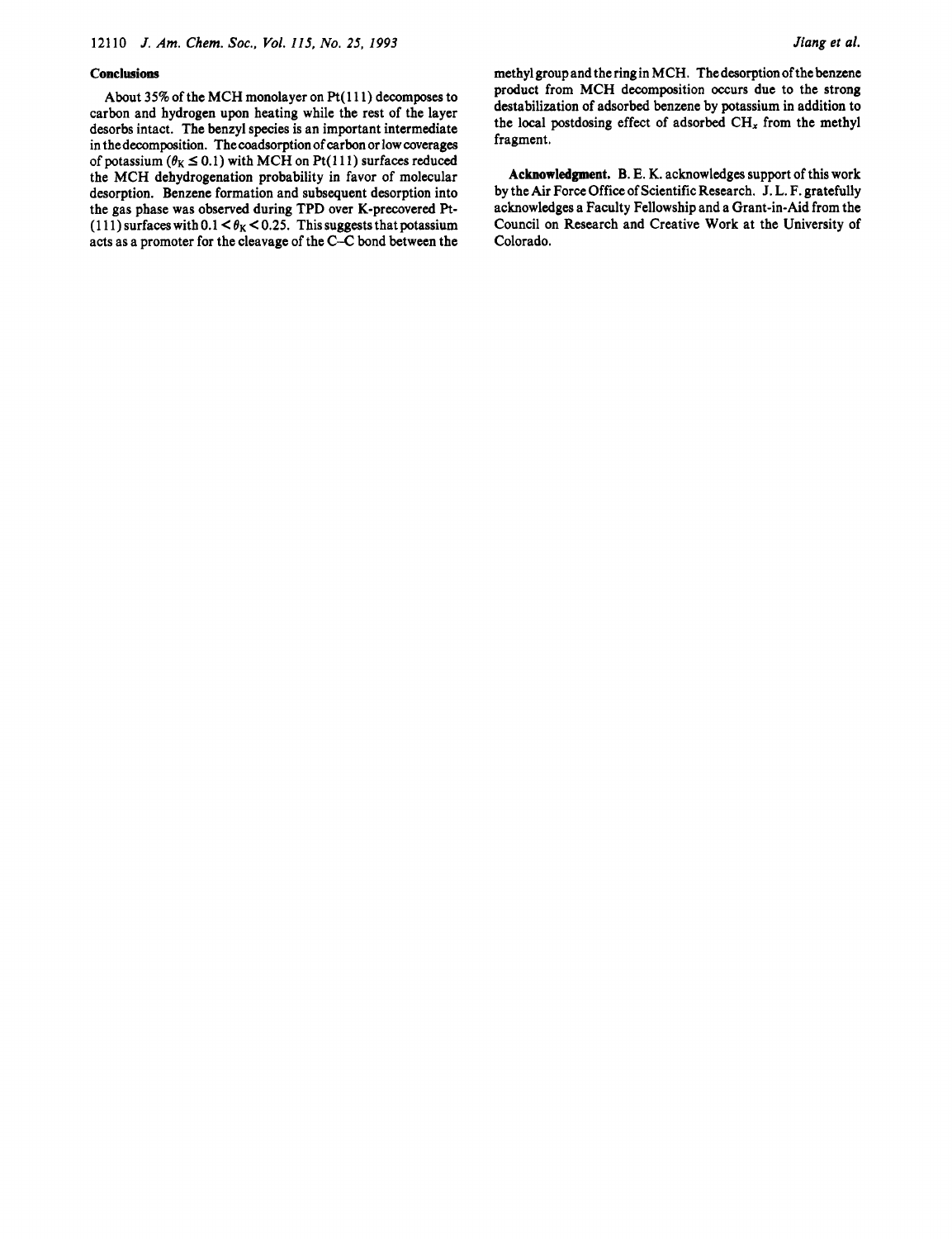## Conclusions

About 35% of the MCH monolayer on Pt(111) decomposes to carbon and hydrogen upon heating while the rest of the layer desorbs intact. The benzyl species is an important intermediate in the decomposition. The coadsorption of carbon or low coverages of potassium ($\theta_K \leq 0.1$) with MCH on Pt(111) surfaces reduced the MCH dehydrogenation probability in favor of molecular desorption. Benzene formation and subsequent desorption into the gas phase was observed during TPD over K-precovered Pt(111) surfaces with $0.1 < \theta_K < 0.25$. This suggests that potassium acts as a promoter for the cleavage of the C–C bond between the methyl group and the ring in MCH. The desorption of the benzene product from MCH decomposition occurs due to the strong destabilization of adsorbed benzene by potassium in addition to the local postdosing effect of adsorbed $CH_x$ from the methyl fragment.

**Acknowledgment.** B. E. K. acknowledges support of this work by the Air Force Office of Scientific Research. J. L. F. gratefully acknowledges a Faculty Fellowship and a Grant-in-Aid from the Council on Research and Creative Work at the University of Colorado.